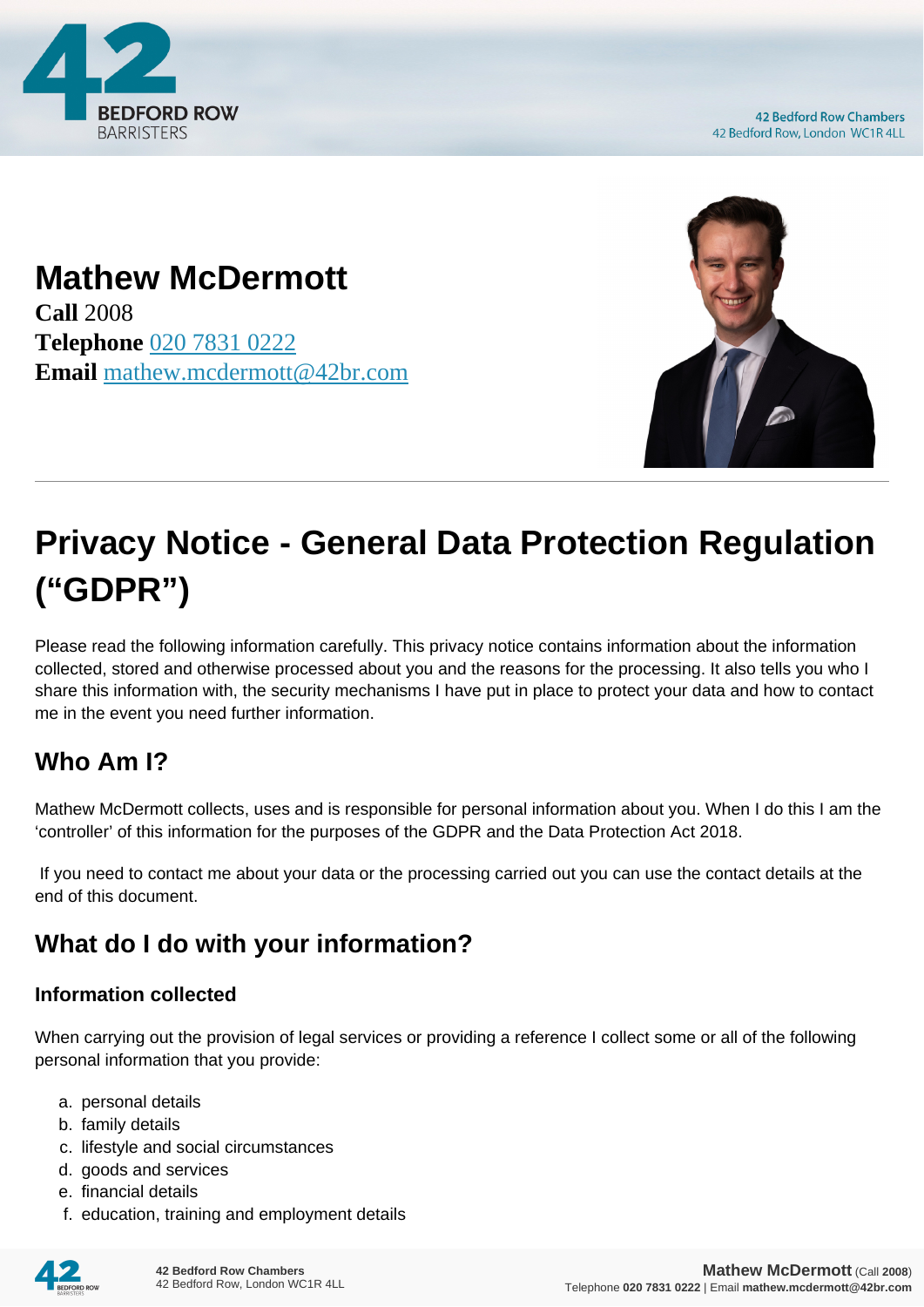# Mathew McDermott

**Call** 2008
**Telephone** 020 7831 0222
**Email** mathew.mcdermott@42br.com

# Privacy Notice - General Data Protection Regulation ("GDPR")

Please read the following information carefully. This privacy notice contains information about the information collected, stored and otherwise processed about you and the reasons for the processing. It also tells you who I share this information with, the security mechanisms I have put in place to protect your data and how to contact me in the event you need further information.

## Who Am I?

Mathew McDermott collects, uses and is responsible for personal information about you. When I do this I am the 'controller' of this information for the purposes of the GDPR and the Data Protection Act 2018.

If you need to contact me about your data or the processing carried out you can use the contact details at the end of this document.

## What do I do with your information?

### Information collected

When carrying out the provision of legal services or providing a reference I collect some or all of the following personal information that you provide:

a. personal details
b. family details
c. lifestyle and social circumstances
d. goods and services
e. financial details
f. education, training and employment details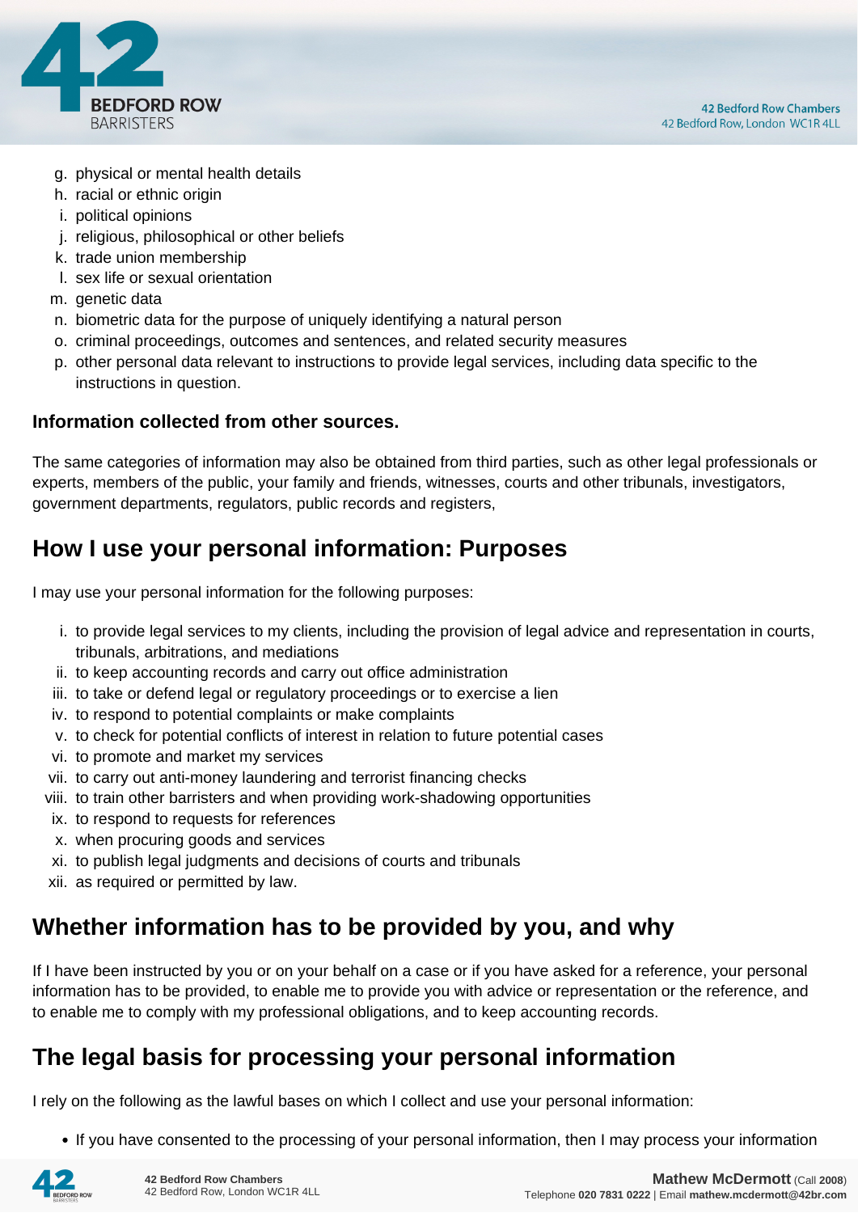g. physical or mental health details
h. racial or ethnic origin
i. political opinions
j. religious, philosophical or other beliefs
k. trade union membership
l. sex life or sexual orientation
m. genetic data
n. biometric data for the purpose of uniquely identifying a natural person
o. criminal proceedings, outcomes and sentences, and related security measures
p. other personal data relevant to instructions to provide legal services, including data specific to the instructions in question.

**Information collected from other sources.**

The same categories of information may also be obtained from third parties, such as other legal professionals or experts, members of the public, your family and friends, witnesses, courts and other tribunals, investigators, government departments, regulators, public records and registers,

## How I use your personal information: Purposes

I may use your personal information for the following purposes:

i. to provide legal services to my clients, including the provision of legal advice and representation in courts, tribunals, arbitrations, and mediations
ii. to keep accounting records and carry out office administration
iii. to take or defend legal or regulatory proceedings or to exercise a lien
iv. to respond to potential complaints or make complaints
v. to check for potential conflicts of interest in relation to future potential cases
vi. to promote and market my services
vii. to carry out anti-money laundering and terrorist financing checks
viii. to train other barristers and when providing work-shadowing opportunities
ix. to respond to requests for references
x. when procuring goods and services
xi. to publish legal judgments and decisions of courts and tribunals
xii. as required or permitted by law.

## Whether information has to be provided by you, and why

If I have been instructed by you or on your behalf on a case or if you have asked for a reference, your personal information has to be provided, to enable me to provide you with advice or representation or the reference, and to enable me to comply with my professional obligations, and to keep accounting records.

## The legal basis for processing your personal information

I rely on the following as the lawful bases on which I collect and use your personal information:

- If you have consented to the processing of your personal information, then I may process your information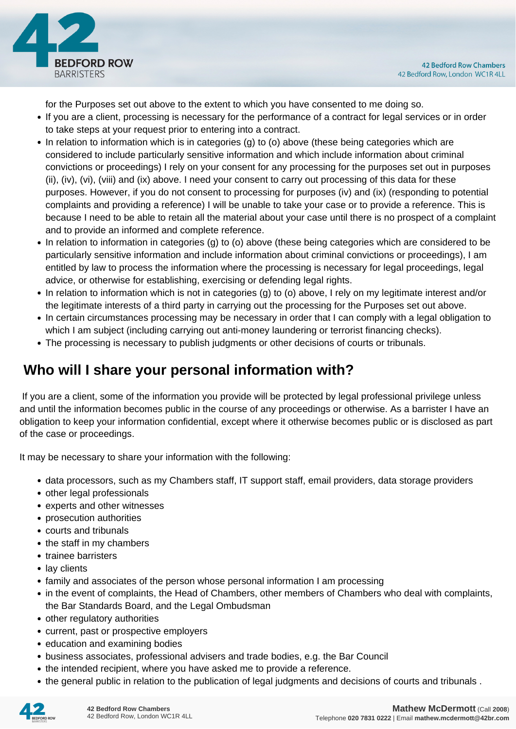for the Purposes set out above to the extent to which you have consented to me doing so.

- If you are a client, processing is necessary for the performance of a contract for legal services or in order to take steps at your request prior to entering into a contract.
- In relation to information which is in categories (g) to (o) above (these being categories which are considered to include particularly sensitive information and which include information about criminal convictions or proceedings) I rely on your consent for any processing for the purposes set out in purposes (ii), (iv), (vi), (viii) and (ix) above. I need your consent to carry out processing of this data for these purposes. However, if you do not consent to processing for purposes (iv) and (ix) (responding to potential complaints and providing a reference) I will be unable to take your case or to provide a reference. This is because I need to be able to retain all the material about your case until there is no prospect of a complaint and to provide an informed and complete reference.
- In relation to information in categories (g) to (o) above (these being categories which are considered to be particularly sensitive information and include information about criminal convictions or proceedings), I am entitled by law to process the information where the processing is necessary for legal proceedings, legal advice, or otherwise for establishing, exercising or defending legal rights.
- In relation to information which is not in categories (g) to (o) above, I rely on my legitimate interest and/or the legitimate interests of a third party in carrying out the processing for the Purposes set out above.
- In certain circumstances processing may be necessary in order that I can comply with a legal obligation to which I am subject (including carrying out anti-money laundering or terrorist financing checks).
- The processing is necessary to publish judgments or other decisions of courts or tribunals.

## Who will I share your personal information with?

If you are a client, some of the information you provide will be protected by legal professional privilege unless and until the information becomes public in the course of any proceedings or otherwise. As a barrister I have an obligation to keep your information confidential, except where it otherwise becomes public or is disclosed as part of the case or proceedings.

It may be necessary to share your information with the following:

- data processors, such as my Chambers staff, IT support staff, email providers, data storage providers
- other legal professionals
- experts and other witnesses
- prosecution authorities
- courts and tribunals
- the staff in my chambers
- trainee barristers
- lay clients
- family and associates of the person whose personal information I am processing
- in the event of complaints, the Head of Chambers, other members of Chambers who deal with complaints, the Bar Standards Board, and the Legal Ombudsman
- other regulatory authorities
- current, past or prospective employers
- education and examining bodies
- business associates, professional advisers and trade bodies, e.g. the Bar Council
- the intended recipient, where you have asked me to provide a reference.
- the general public in relation to the publication of legal judgments and decisions of courts and tribunals .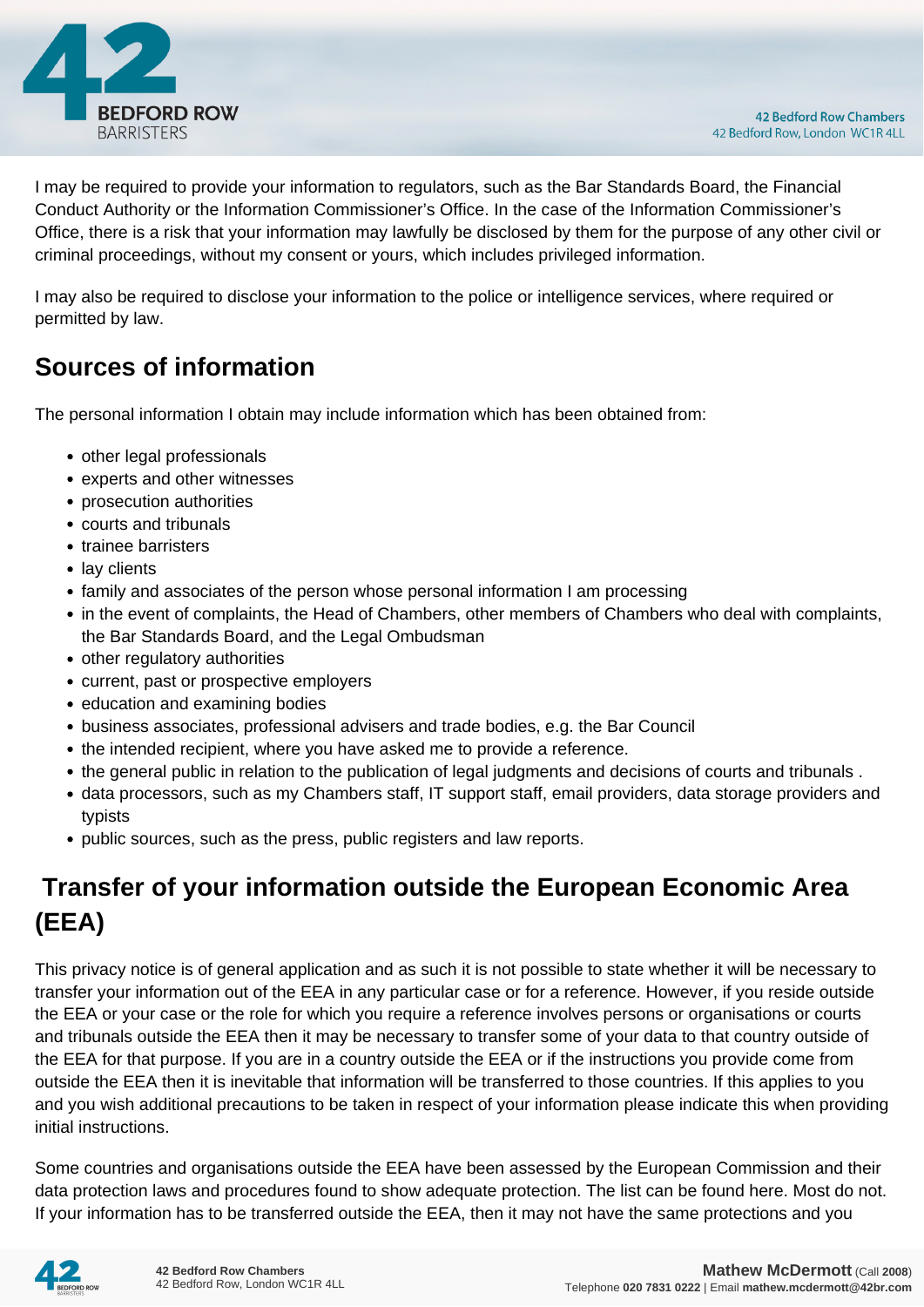I may be required to provide your information to regulators, such as the Bar Standards Board, the Financial Conduct Authority or the Information Commissioner's Office. In the case of the Information Commissioner's Office, there is a risk that your information may lawfully be disclosed by them for the purpose of any other civil or criminal proceedings, without my consent or yours, which includes privileged information.

I may also be required to disclose your information to the police or intelligence services, where required or permitted by law.

## Sources of information

The personal information I obtain may include information which has been obtained from:

- other legal professionals
- experts and other witnesses
- prosecution authorities
- courts and tribunals
- trainee barristers
- lay clients
- family and associates of the person whose personal information I am processing
- in the event of complaints, the Head of Chambers, other members of Chambers who deal with complaints, the Bar Standards Board, and the Legal Ombudsman
- other regulatory authorities
- current, past or prospective employers
- education and examining bodies
- business associates, professional advisers and trade bodies, e.g. the Bar Council
- the intended recipient, where you have asked me to provide a reference.
- the general public in relation to the publication of legal judgments and decisions of courts and tribunals .
- data processors, such as my Chambers staff, IT support staff, email providers, data storage providers and typists
- public sources, such as the press, public registers and law reports.

## Transfer of your information outside the European Economic Area (EEA)

This privacy notice is of general application and as such it is not possible to state whether it will be necessary to transfer your information out of the EEA in any particular case or for a reference. However, if you reside outside the EEA or your case or the role for which you require a reference involves persons or organisations or courts and tribunals outside the EEA then it may be necessary to transfer some of your data to that country outside of the EEA for that purpose. If you are in a country outside the EEA or if the instructions you provide come from outside the EEA then it is inevitable that information will be transferred to those countries. If this applies to you and you wish additional precautions to be taken in respect of your information please indicate this when providing initial instructions.

Some countries and organisations outside the EEA have been assessed by the European Commission and their data protection laws and procedures found to show adequate protection. The list can be found here. Most do not. If your information has to be transferred outside the EEA, then it may not have the same protections and you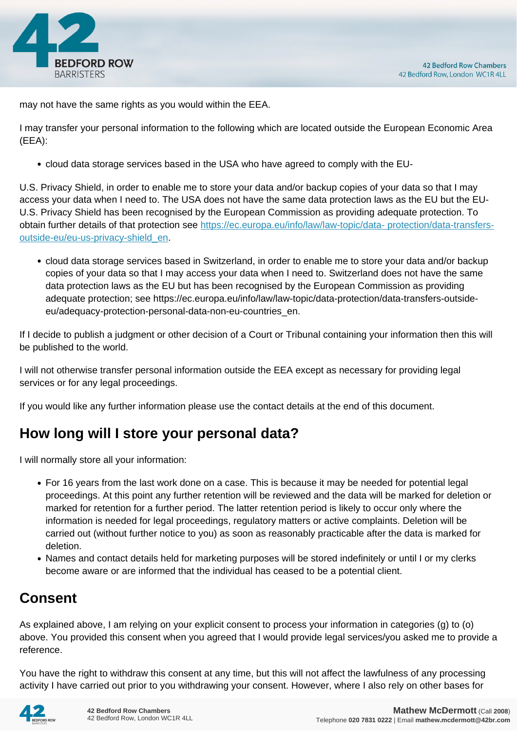may not have the same rights as you would within the EEA.

I may transfer your personal information to the following which are located outside the European Economic Area (EEA):

- cloud data storage services based in the USA who have agreed to comply with the EU-

U.S. Privacy Shield, in order to enable me to store your data and/or backup copies of your data so that I may access your data when I need to. The USA does not have the same data protection laws as the EU but the EU-U.S. Privacy Shield has been recognised by the European Commission as providing adequate protection. To obtain further details of that protection see [https://ec.europa.eu/info/law/law-topic/data- protection/data-transfers-outside-eu/eu-us-privacy-shield_en](https://ec.europa.eu/info/law/law-topic/data-protection/data-transfers-outside-eu/eu-us-privacy-shield_en).

- cloud data storage services based in Switzerland, in order to enable me to store your data and/or backup copies of your data so that I may access your data when I need to. Switzerland does not have the same data protection laws as the EU but has been recognised by the European Commission as providing adequate protection; see https://ec.europa.eu/info/law/law-topic/data-protection/data-transfers-outside-eu/adequacy-protection-personal-data-non-eu-countries_en.

If I decide to publish a judgment or other decision of a Court or Tribunal containing your information then this will be published to the world.

I will not otherwise transfer personal information outside the EEA except as necessary for providing legal services or for any legal proceedings.

If you would like any further information please use the contact details at the end of this document.

## How long will I store your personal data?

I will normally store all your information:

- For 16 years from the last work done on a case. This is because it may be needed for potential legal proceedings. At this point any further retention will be reviewed and the data will be marked for deletion or marked for retention for a further period. The latter retention period is likely to occur only where the information is needed for legal proceedings, regulatory matters or active complaints. Deletion will be carried out (without further notice to you) as soon as reasonably practicable after the data is marked for deletion.
- Names and contact details held for marketing purposes will be stored indefinitely or until I or my clerks become aware or are informed that the individual has ceased to be a potential client.

## Consent

As explained above, I am relying on your explicit consent to process your information in categories (g) to (o) above. You provided this consent when you agreed that I would provide legal services/you asked me to provide a reference.

You have the right to withdraw this consent at any time, but this will not affect the lawfulness of any processing activity I have carried out prior to you withdrawing your consent. However, where I also rely on other bases for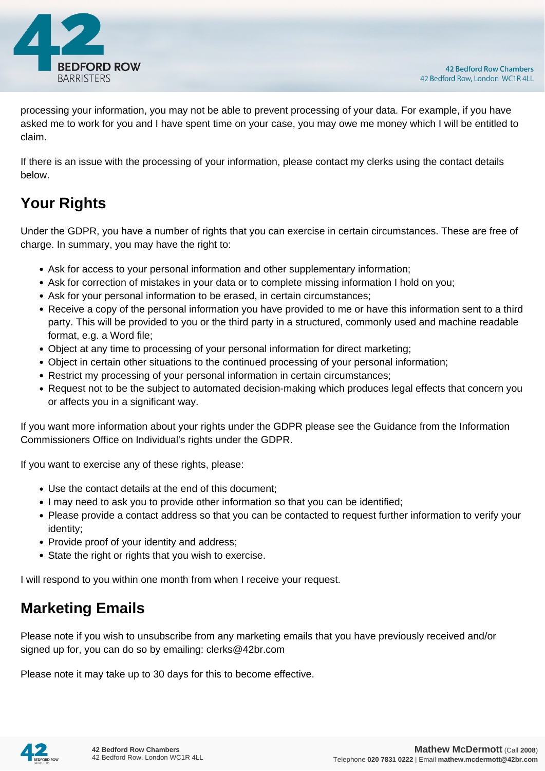processing your information, you may not be able to prevent processing of your data. For example, if you have asked me to work for you and I have spent time on your case, you may owe me money which I will be entitled to claim.

If there is an issue with the processing of your information, please contact my clerks using the contact details below.

## Your Rights

Under the GDPR, you have a number of rights that you can exercise in certain circumstances. These are free of charge. In summary, you may have the right to:

- Ask for access to your personal information and other supplementary information;
- Ask for correction of mistakes in your data or to complete missing information I hold on you;
- Ask for your personal information to be erased, in certain circumstances;
- Receive a copy of the personal information you have provided to me or have this information sent to a third party. This will be provided to you or the third party in a structured, commonly used and machine readable format, e.g. a Word file;
- Object at any time to processing of your personal information for direct marketing;
- Object in certain other situations to the continued processing of your personal information;
- Restrict my processing of your personal information in certain circumstances;
- Request not to be the subject to automated decision-making which produces legal effects that concern you or affects you in a significant way.

If you want more information about your rights under the GDPR please see the Guidance from the Information Commissioners Office on Individual's rights under the GDPR.

If you want to exercise any of these rights, please:

- Use the contact details at the end of this document;
- I may need to ask you to provide other information so that you can be identified;
- Please provide a contact address so that you can be contacted to request further information to verify your identity;
- Provide proof of your identity and address;
- State the right or rights that you wish to exercise.

I will respond to you within one month from when I receive your request.

## Marketing Emails

Please note if you wish to unsubscribe from any marketing emails that you have previously received and/or signed up for, you can do so by emailing: clerks@42br.com

Please note it may take up to 30 days for this to become effective.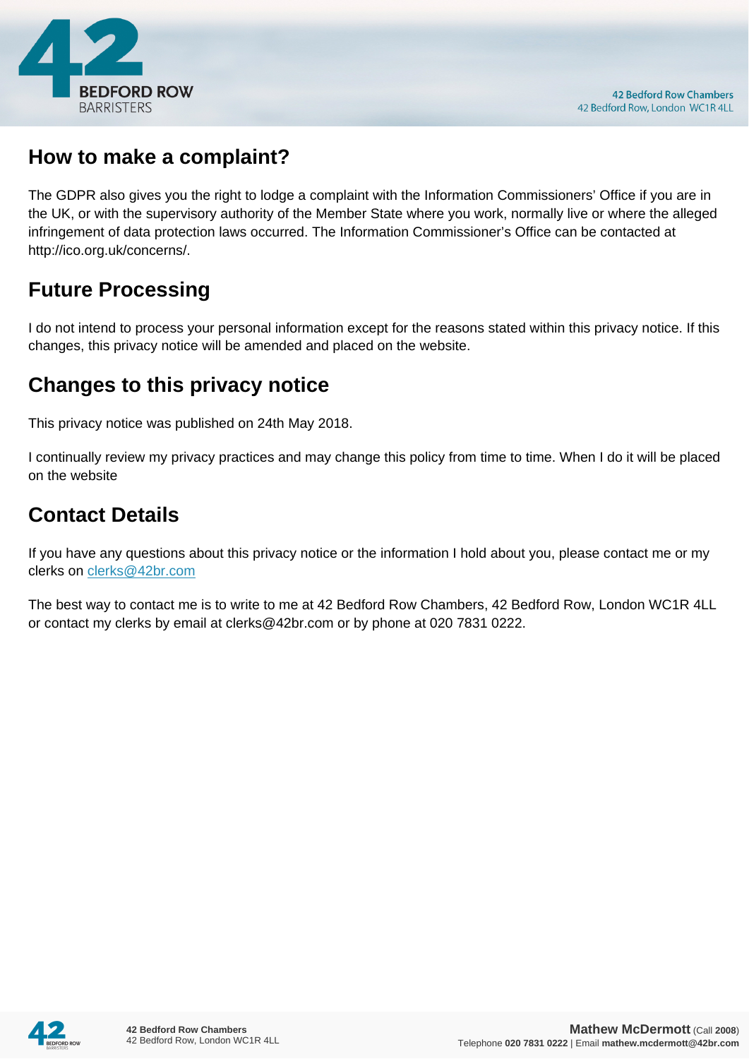## How to make a complaint?

The GDPR also gives you the right to lodge a complaint with the Information Commissioners' Office if you are in the UK, or with the supervisory authority of the Member State where you work, normally live or where the alleged infringement of data protection laws occurred. The Information Commissioner's Office can be contacted at http://ico.org.uk/concerns/.

## Future Processing

I do not intend to process your personal information except for the reasons stated within this privacy notice. If this changes, this privacy notice will be amended and placed on the website.

## Changes to this privacy notice

This privacy notice was published on 24th May 2018.

I continually review my privacy practices and may change this policy from time to time. When I do it will be placed on the website

## Contact Details

If you have any questions about this privacy notice or the information I hold about you, please contact me or my clerks on clerks@42br.com

The best way to contact me is to write to me at 42 Bedford Row Chambers, 42 Bedford Row, London WC1R 4LL or contact my clerks by email at clerks@42br.com or by phone at 020 7831 0222.